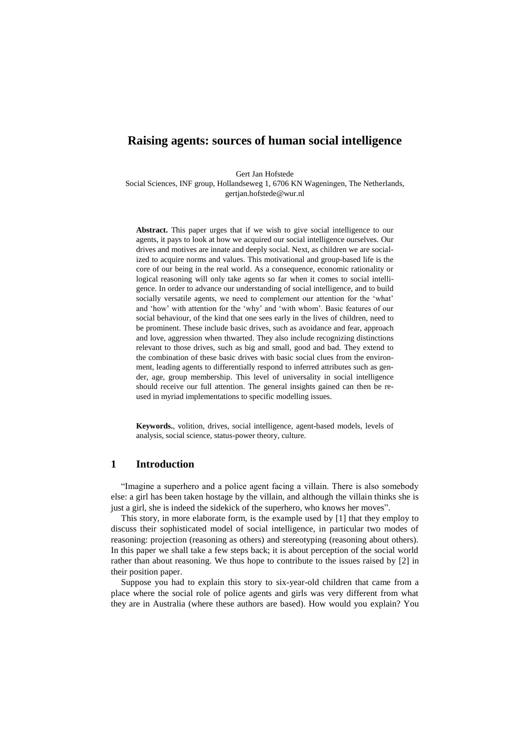# Raising agents: sources of human social intelligence

Gert Jan Hofstede

Social Sciences, INF group, Hollandseweg 1, 6706 KN Wageningen, The Netherlands, gertjan.hofstede@wur.nl

**Abstract.** This paper urges that if we wish to give social intelligence to our agents, it pays to look at how we acquired our social intelligence ourselves. Our drives and motives are innate and deeply social. Next, as children we are socialized to acquire norms and values. This motivational and group-based life is the core of our being in the real world. As a consequence, economic rationality or logical reasoning will only take agents so far when it comes to social intelligence. In order to advance our understanding of social intelligence, and to build socially versatile agents, we need to complement our attention for the 'what' and 'how' with attention for the 'why' and 'with whom'. Basic features of our social behaviour, of the kind that one sees early in the lives of children, need to be prominent. These include basic drives, such as avoidance and fear, approach and love, aggression when thwarted. They also include recognizing distinctions relevant to those drives, such as big and small, good and bad. They extend to the combination of these basic drives with basic social clues from the environment, leading agents to differentially respond to inferred attributes such as gender, age, group membership. This level of universality in social intelligence should receive our full attention. The general insights gained can then be re-used in myriad implementations to specific modelling issues.

**Keywords.**, volition, drives, social intelligence, agent-based models, levels of analysis, social science, status-power theory, culture.

## 1 Introduction

"Imagine a superhero and a police agent facing a villain. There is also somebody else: a girl has been taken hostage by the villain, and although the villain thinks she is just a girl, she is indeed the sidekick of the superhero, who knows her moves".

This story, in more elaborate form, is the example used by [1] that they employ to discuss their sophisticated model of social intelligence, in particular two modes of reasoning: projection (reasoning as others) and stereotyping (reasoning about others). In this paper we shall take a few steps back; it is about perception of the social world rather than about reasoning. We thus hope to contribute to the issues raised by [2] in their position paper.

Suppose you had to explain this story to six-year-old children that came from a place where the social role of police agents and girls was very different from what they are in Australia (where these authors are based). How would you explain? You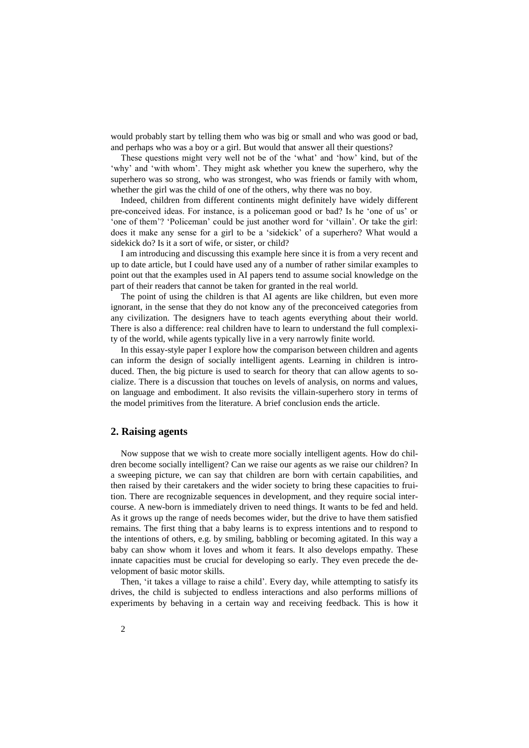would probably start by telling them who was big or small and who was good or bad, and perhaps who was a boy or a girl. But would that answer all their questions?

These questions might very well not be of the 'what' and 'how' kind, but of the 'why' and 'with whom'. They might ask whether you knew the superhero, why the superhero was so strong, who was strongest, who was friends or family with whom, whether the girl was the child of one of the others, why there was no boy.

Indeed, children from different continents might definitely have widely different pre-conceived ideas. For instance, is a policeman good or bad? Is he 'one of us' or 'one of them'? 'Policeman' could be just another word for 'villain'. Or take the girl: does it make any sense for a girl to be a 'sidekick' of a superhero? What would a sidekick do? Is it a sort of wife, or sister, or child?

I am introducing and discussing this example here since it is from a very recent and up to date article, but I could have used any of a number of rather similar examples to point out that the examples used in AI papers tend to assume social knowledge on the part of their readers that cannot be taken for granted in the real world.

The point of using the children is that AI agents are like children, but even more ignorant, in the sense that they do not know any of the preconceived categories from any civilization. The designers have to teach agents everything about their world. There is also a difference: real children have to learn to understand the full complexity of the world, while agents typically live in a very narrowly finite world.

In this essay-style paper I explore how the comparison between children and agents can inform the design of socially intelligent agents. Learning in children is introduced. Then, the big picture is used to search for theory that can allow agents to socialize. There is a discussion that touches on levels of analysis, on norms and values, on language and embodiment. It also revisits the villain-superhero story in terms of the model primitives from the literature. A brief conclusion ends the article.

## 2. Raising agents

Now suppose that we wish to create more socially intelligent agents. How do children become socially intelligent? Can we raise our agents as we raise our children? In a sweeping picture, we can say that children are born with certain capabilities, and then raised by their caretakers and the wider society to bring these capacities to fruition. There are recognizable sequences in development, and they require social intercourse. A new-born is immediately driven to need things. It wants to be fed and held. As it grows up the range of needs becomes wider, but the drive to have them satisfied remains. The first thing that a baby learns is to express intentions and to respond to the intentions of others, e.g. by smiling, babbling or becoming agitated. In this way a baby can show whom it loves and whom it fears. It develops empathy. These innate capacities must be crucial for developing so early. They even precede the development of basic motor skills.

Then, 'it takes a village to raise a child'. Every day, while attempting to satisfy its drives, the child is subjected to endless interactions and also performs millions of experiments by behaving in a certain way and receiving feedback. This is how it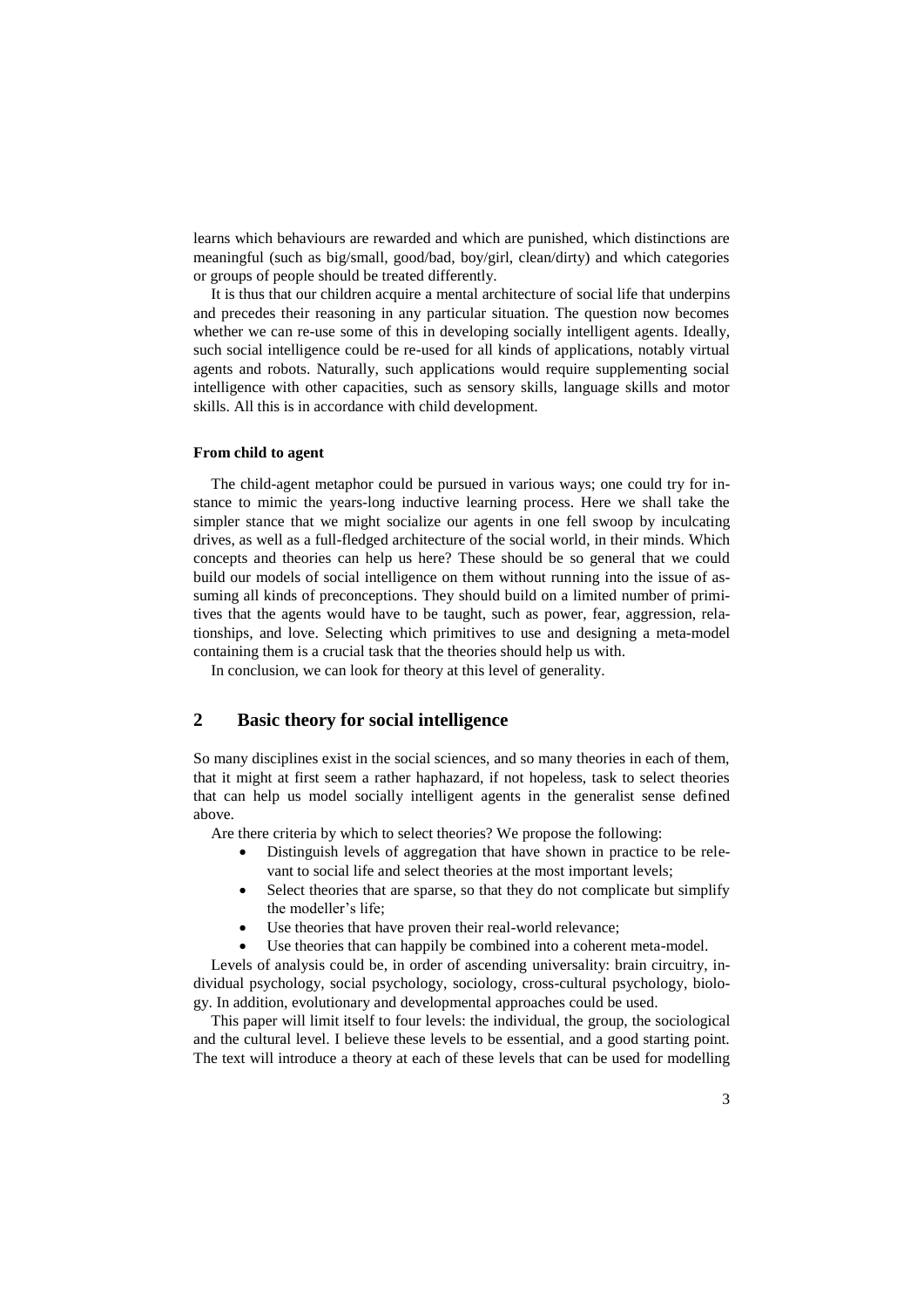learns which behaviours are rewarded and which are punished, which distinctions are meaningful (such as big/small, good/bad, boy/girl, clean/dirty) and which categories or groups of people should be treated differently.

It is thus that our children acquire a mental architecture of social life that underpins and precedes their reasoning in any particular situation. The question now becomes whether we can re-use some of this in developing socially intelligent agents. Ideally, such social intelligence could be re-used for all kinds of applications, notably virtual agents and robots. Naturally, such applications would require supplementing social intelligence with other capacities, such as sensory skills, language skills and motor skills. All this is in accordance with child development.

**From child to agent**

The child-agent metaphor could be pursued in various ways; one could try for instance to mimic the years-long inductive learning process. Here we shall take the simpler stance that we might socialize our agents in one fell swoop by inculcating drives, as well as a full-fledged architecture of the social world, in their minds. Which concepts and theories can help us here? These should be so general that we could build our models of social intelligence on them without running into the issue of assuming all kinds of preconceptions. They should build on a limited number of primitives that the agents would have to be taught, such as power, fear, aggression, relationships, and love. Selecting which primitives to use and designing a meta-model containing them is a crucial task that the theories should help us with.

In conclusion, we can look for theory at this level of generality.

## 2 Basic theory for social intelligence

So many disciplines exist in the social sciences, and so many theories in each of them, that it might at first seem a rather haphazard, if not hopeless, task to select theories that can help us model socially intelligent agents in the generalist sense defined above.

Are there criteria by which to select theories? We propose the following:

- Distinguish levels of aggregation that have shown in practice to be relevant to social life and select theories at the most important levels;
- Select theories that are sparse, so that they do not complicate but simplify the modeller's life;
- Use theories that have proven their real-world relevance;
- Use theories that can happily be combined into a coherent meta-model.

Levels of analysis could be, in order of ascending universality: brain circuitry, individual psychology, social psychology, sociology, cross-cultural psychology, biology. In addition, evolutionary and developmental approaches could be used.

This paper will limit itself to four levels: the individual, the group, the sociological and the cultural level. I believe these levels to be essential, and a good starting point. The text will introduce a theory at each of these levels that can be used for modelling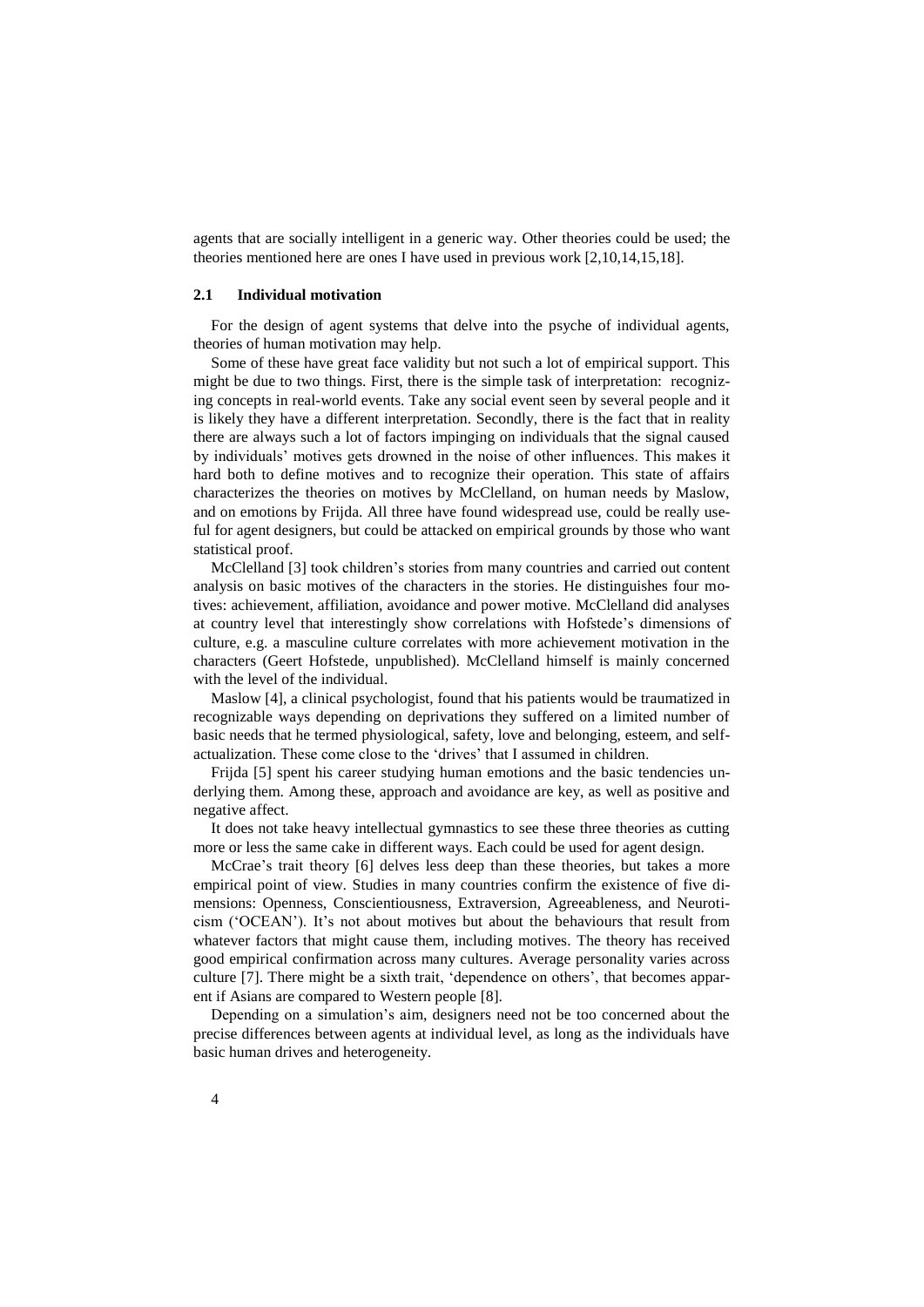agents that are socially intelligent in a generic way. Other theories could be used; the theories mentioned here are ones I have used in previous work [2,10,14,15,18].

### 2.1 Individual motivation

For the design of agent systems that delve into the psyche of individual agents, theories of human motivation may help.

Some of these have great face validity but not such a lot of empirical support. This might be due to two things. First, there is the simple task of interpretation: recognizing concepts in real-world events. Take any social event seen by several people and it is likely they have a different interpretation. Secondly, there is the fact that in reality there are always such a lot of factors impinging on individuals that the signal caused by individuals' motives gets drowned in the noise of other influences. This makes it hard both to define motives and to recognize their operation. This state of affairs characterizes the theories on motives by McClelland, on human needs by Maslow, and on emotions by Frijda. All three have found widespread use, could be really useful for agent designers, but could be attacked on empirical grounds by those who want statistical proof.

McClelland [3] took children's stories from many countries and carried out content analysis on basic motives of the characters in the stories. He distinguishes four motives: achievement, affiliation, avoidance and power motive. McClelland did analyses at country level that interestingly show correlations with Hofstede's dimensions of culture, e.g. a masculine culture correlates with more achievement motivation in the characters (Geert Hofstede, unpublished). McClelland himself is mainly concerned with the level of the individual.

Maslow [4], a clinical psychologist, found that his patients would be traumatized in recognizable ways depending on deprivations they suffered on a limited number of basic needs that he termed physiological, safety, love and belonging, esteem, and self-actualization. These come close to the 'drives' that I assumed in children.

Frijda [5] spent his career studying human emotions and the basic tendencies underlying them. Among these, approach and avoidance are key, as well as positive and negative affect.

It does not take heavy intellectual gymnastics to see these three theories as cutting more or less the same cake in different ways. Each could be used for agent design.

McCrae's trait theory [6] delves less deep than these theories, but takes a more empirical point of view. Studies in many countries confirm the existence of five dimensions: Openness, Conscientiousness, Extraversion, Agreeableness, and Neuroticism ('OCEAN'). It's not about motives but about the behaviours that result from whatever factors that might cause them, including motives. The theory has received good empirical confirmation across many cultures. Average personality varies across culture [7]. There might be a sixth trait, 'dependence on others', that becomes apparent if Asians are compared to Western people [8].

Depending on a simulation's aim, designers need not be too concerned about the precise differences between agents at individual level, as long as the individuals have basic human drives and heterogeneity.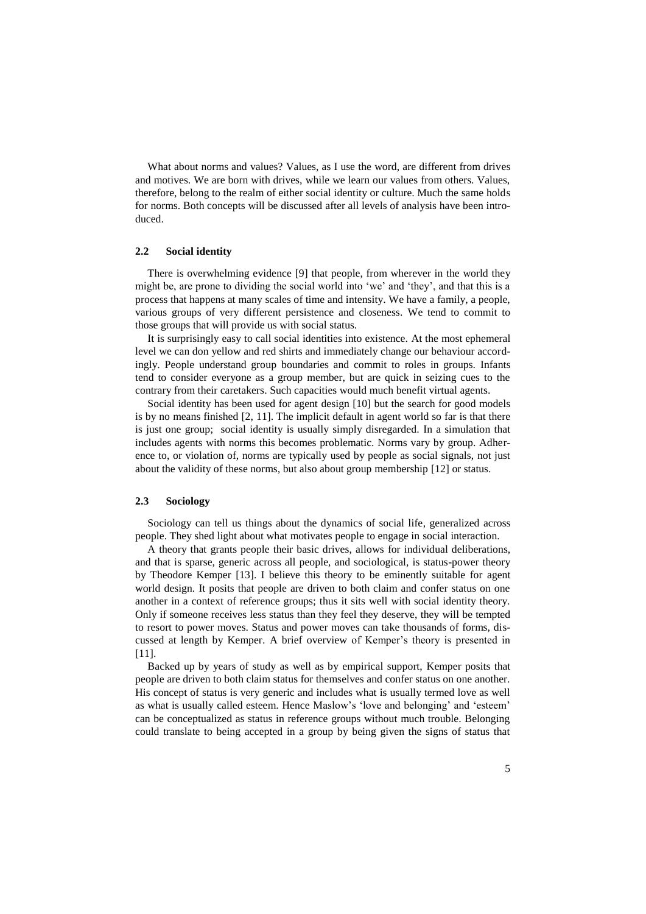What about norms and values? Values, as I use the word, are different from drives and motives. We are born with drives, while we learn our values from others. Values, therefore, belong to the realm of either social identity or culture. Much the same holds for norms. Both concepts will be discussed after all levels of analysis have been introduced.

### 2.2 Social identity

There is overwhelming evidence [9] that people, from wherever in the world they might be, are prone to dividing the social world into 'we' and 'they', and that this is a process that happens at many scales of time and intensity. We have a family, a people, various groups of very different persistence and closeness. We tend to commit to those groups that will provide us with social status.

It is surprisingly easy to call social identities into existence. At the most ephemeral level we can don yellow and red shirts and immediately change our behaviour accordingly. People understand group boundaries and commit to roles in groups. Infants tend to consider everyone as a group member, but are quick in seizing cues to the contrary from their caretakers. Such capacities would much benefit virtual agents.

Social identity has been used for agent design [10] but the search for good models is by no means finished [2, 11]. The implicit default in agent world so far is that there is just one group; social identity is usually simply disregarded. In a simulation that includes agents with norms this becomes problematic. Norms vary by group. Adherence to, or violation of, norms are typically used by people as social signals, not just about the validity of these norms, but also about group membership [12] or status.

### 2.3 Sociology

Sociology can tell us things about the dynamics of social life, generalized across people. They shed light about what motivates people to engage in social interaction.

A theory that grants people their basic drives, allows for individual deliberations, and that is sparse, generic across all people, and sociological, is status-power theory by Theodore Kemper [13]. I believe this theory to be eminently suitable for agent world design. It posits that people are driven to both claim and confer status on one another in a context of reference groups; thus it sits well with social identity theory. Only if someone receives less status than they feel they deserve, they will be tempted to resort to power moves. Status and power moves can take thousands of forms, discussed at length by Kemper. A brief overview of Kemper's theory is presented in [11].

Backed up by years of study as well as by empirical support, Kemper posits that people are driven to both claim status for themselves and confer status on one another. His concept of status is very generic and includes what is usually termed love as well as what is usually called esteem. Hence Maslow's 'love and belonging' and 'esteem' can be conceptualized as status in reference groups without much trouble. Belonging could translate to being accepted in a group by being given the signs of status that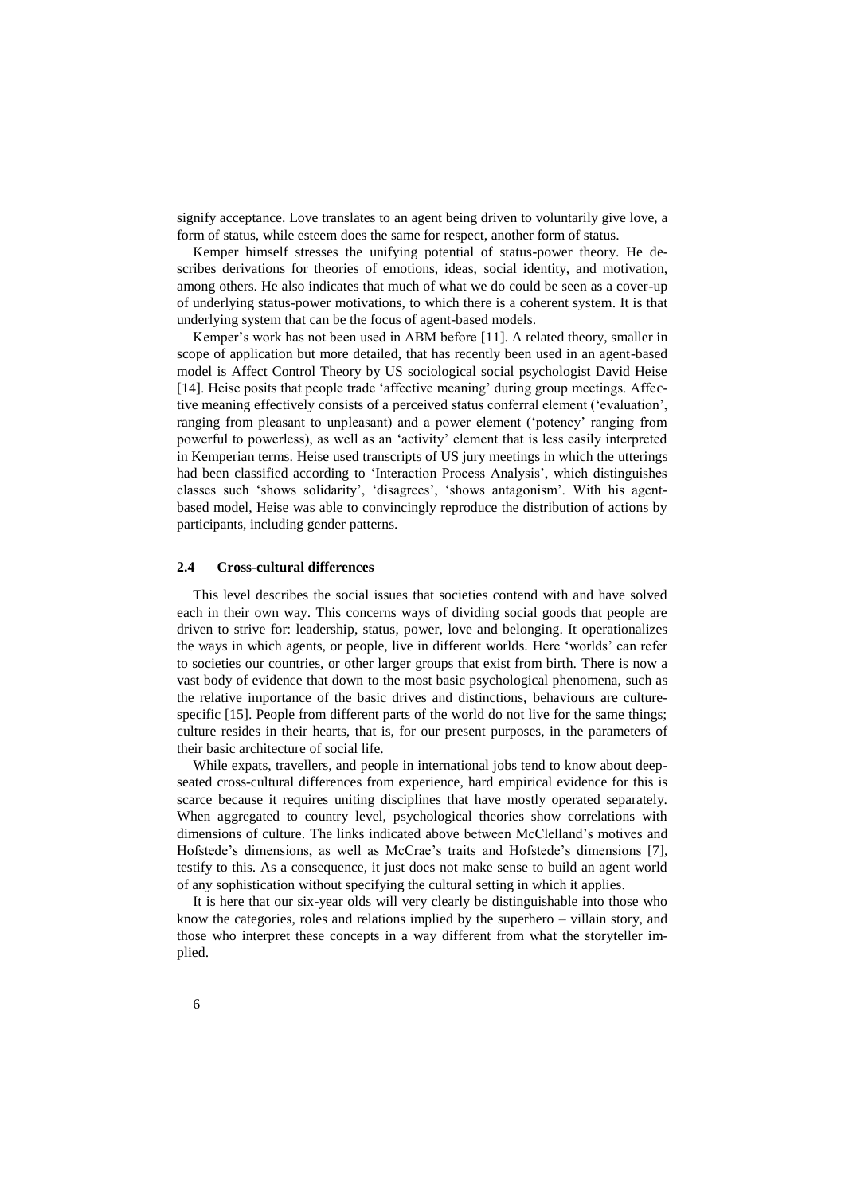signify acceptance. Love translates to an agent being driven to voluntarily give love, a form of status, while esteem does the same for respect, another form of status.

Kemper himself stresses the unifying potential of status-power theory. He describes derivations for theories of emotions, ideas, social identity, and motivation, among others. He also indicates that much of what we do could be seen as a cover-up of underlying status-power motivations, to which there is a coherent system. It is that underlying system that can be the focus of agent-based models.

Kemper's work has not been used in ABM before [11]. A related theory, smaller in scope of application but more detailed, that has recently been used in an agent-based model is Affect Control Theory by US sociological social psychologist David Heise [14]. Heise posits that people trade 'affective meaning' during group meetings. Affective meaning effectively consists of a perceived status conferral element ('evaluation', ranging from pleasant to unpleasant) and a power element ('potency' ranging from powerful to powerless), as well as an 'activity' element that is less easily interpreted in Kemperian terms. Heise used transcripts of US jury meetings in which the utterings had been classified according to 'Interaction Process Analysis', which distinguishes classes such 'shows solidarity', 'disagrees', 'shows antagonism'. With his agent-based model, Heise was able to convincingly reproduce the distribution of actions by participants, including gender patterns.

### 2.4 Cross-cultural differences

This level describes the social issues that societies contend with and have solved each in their own way. This concerns ways of dividing social goods that people are driven to strive for: leadership, status, power, love and belonging. It operationalizes the ways in which agents, or people, live in different worlds. Here 'worlds' can refer to societies our countries, or other larger groups that exist from birth. There is now a vast body of evidence that down to the most basic psychological phenomena, such as the relative importance of the basic drives and distinctions, behaviours are culture-specific [15]. People from different parts of the world do not live for the same things; culture resides in their hearts, that is, for our present purposes, in the parameters of their basic architecture of social life.

While expats, travellers, and people in international jobs tend to know about deep-seated cross-cultural differences from experience, hard empirical evidence for this is scarce because it requires uniting disciplines that have mostly operated separately. When aggregated to country level, psychological theories show correlations with dimensions of culture. The links indicated above between McClelland's motives and Hofstede's dimensions, as well as McCrae's traits and Hofstede's dimensions [7], testify to this. As a consequence, it just does not make sense to build an agent world of any sophistication without specifying the cultural setting in which it applies.

It is here that our six-year olds will very clearly be distinguishable into those who know the categories, roles and relations implied by the superhero – villain story, and those who interpret these concepts in a way different from what the storyteller implied.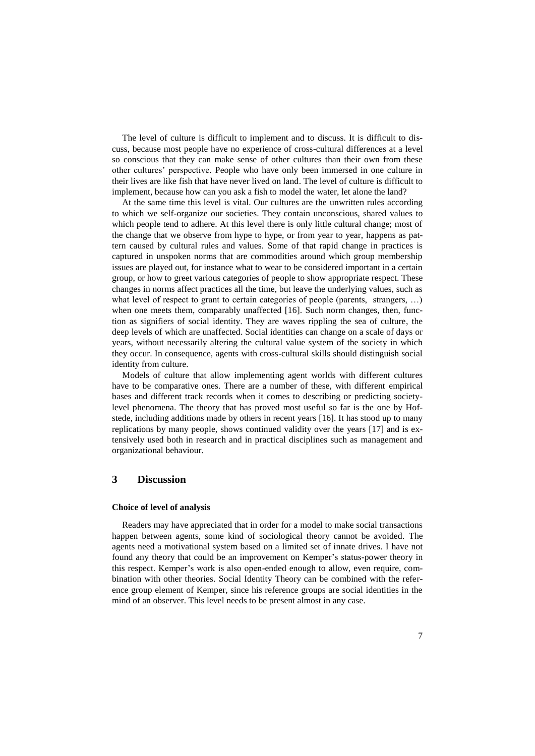The level of culture is difficult to implement and to discuss. It is difficult to discuss, because most people have no experience of cross-cultural differences at a level so conscious that they can make sense of other cultures than their own from these other cultures' perspective. People who have only been immersed in one culture in their lives are like fish that have never lived on land. The level of culture is difficult to implement, because how can you ask a fish to model the water, let alone the land?

At the same time this level is vital. Our cultures are the unwritten rules according to which we self-organize our societies. They contain unconscious, shared values to which people tend to adhere. At this level there is only little cultural change; most of the change that we observe from hype to hype, or from year to year, happens as pattern caused by cultural rules and values. Some of that rapid change in practices is captured in unspoken norms that are commodities around which group membership issues are played out, for instance what to wear to be considered important in a certain group, or how to greet various categories of people to show appropriate respect. These changes in norms affect practices all the time, but leave the underlying values, such as what level of respect to grant to certain categories of people (parents, strangers, …) when one meets them, comparably unaffected [16]. Such norm changes, then, function as signifiers of social identity. They are waves rippling the sea of culture, the deep levels of which are unaffected. Social identities can change on a scale of days or years, without necessarily altering the cultural value system of the society in which they occur. In consequence, agents with cross-cultural skills should distinguish social identity from culture.

Models of culture that allow implementing agent worlds with different cultures have to be comparative ones. There are a number of these, with different empirical bases and different track records when it comes to describing or predicting society-level phenomena. The theory that has proved most useful so far is the one by Hofstede, including additions made by others in recent years [16]. It has stood up to many replications by many people, shows continued validity over the years [17] and is extensively used both in research and in practical disciplines such as management and organizational behaviour.

# 3 Discussion

**Choice of level of analysis**

Readers may have appreciated that in order for a model to make social transactions happen between agents, some kind of sociological theory cannot be avoided. The agents need a motivational system based on a limited set of innate drives. I have not found any theory that could be an improvement on Kemper's status-power theory in this respect. Kemper's work is also open-ended enough to allow, even require, combination with other theories. Social Identity Theory can be combined with the reference group element of Kemper, since his reference groups are social identities in the mind of an observer. This level needs to be present almost in any case.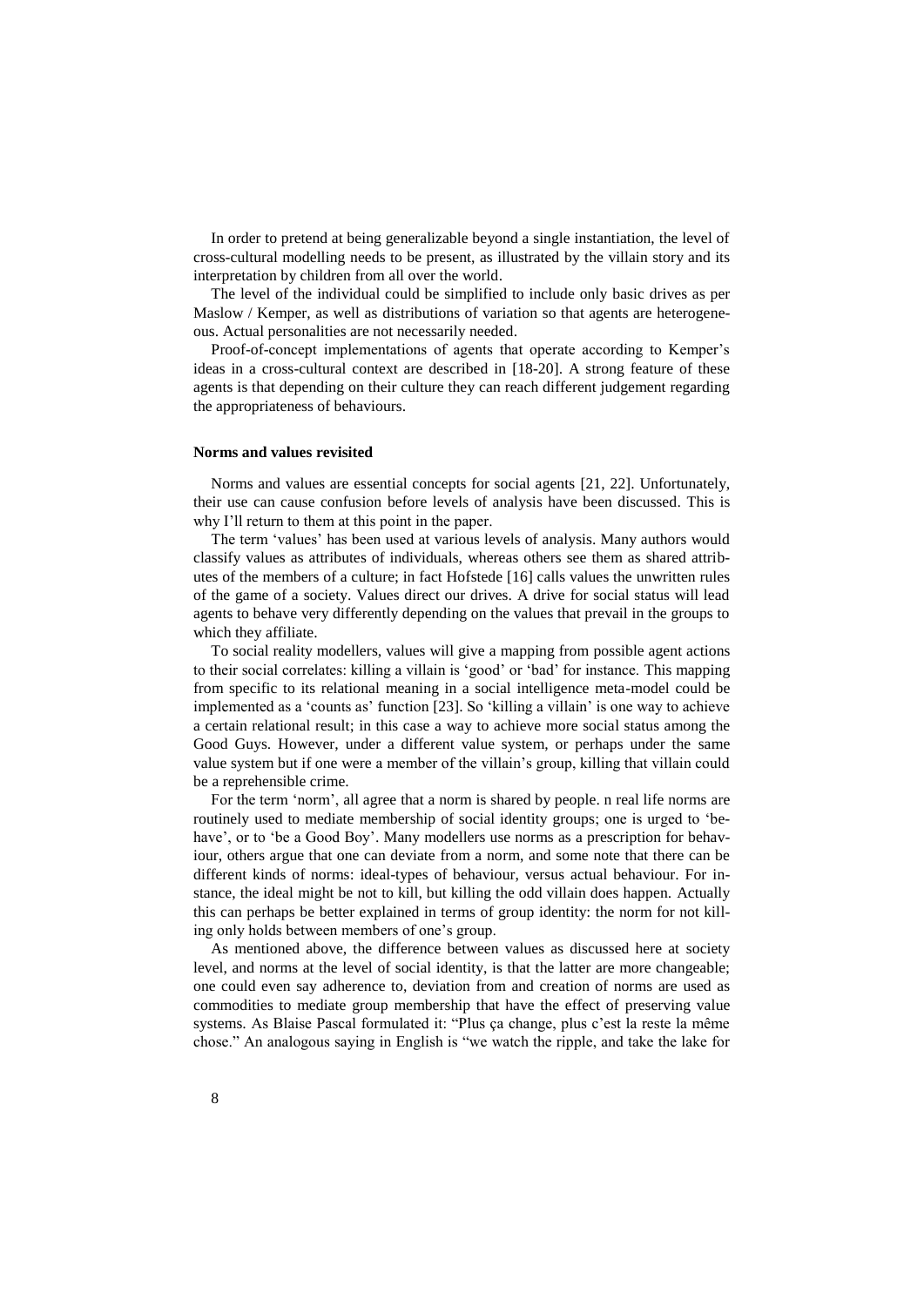In order to pretend at being generalizable beyond a single instantiation, the level of cross-cultural modelling needs to be present, as illustrated by the villain story and its interpretation by children from all over the world.

The level of the individual could be simplified to include only basic drives as per Maslow / Kemper, as well as distributions of variation so that agents are heterogeneous. Actual personalities are not necessarily needed.

Proof-of-concept implementations of agents that operate according to Kemper's ideas in a cross-cultural context are described in [18-20]. A strong feature of these agents is that depending on their culture they can reach different judgement regarding the appropriateness of behaviours.

### Norms and values revisited

Norms and values are essential concepts for social agents [21, 22]. Unfortunately, their use can cause confusion before levels of analysis have been discussed. This is why I'll return to them at this point in the paper.

The term 'values' has been used at various levels of analysis. Many authors would classify values as attributes of individuals, whereas others see them as shared attributes of the members of a culture; in fact Hofstede [16] calls values the unwritten rules of the game of a society. Values direct our drives. A drive for social status will lead agents to behave very differently depending on the values that prevail in the groups to which they affiliate.

To social reality modellers, values will give a mapping from possible agent actions to their social correlates: killing a villain is 'good' or 'bad' for instance. This mapping from specific to its relational meaning in a social intelligence meta-model could be implemented as a 'counts as' function [23]. So 'killing a villain' is one way to achieve a certain relational result; in this case a way to achieve more social status among the Good Guys. However, under a different value system, or perhaps under the same value system but if one were a member of the villain's group, killing that villain could be a reprehensible crime.

For the term 'norm', all agree that a norm is shared by people. n real life norms are routinely used to mediate membership of social identity groups; one is urged to 'behave', or to 'be a Good Boy'. Many modellers use norms as a prescription for behaviour, others argue that one can deviate from a norm, and some note that there can be different kinds of norms: ideal-types of behaviour, versus actual behaviour. For instance, the ideal might be not to kill, but killing the odd villain does happen. Actually this can perhaps be better explained in terms of group identity: the norm for not killing only holds between members of one's group.

As mentioned above, the difference between values as discussed here at society level, and norms at the level of social identity, is that the latter are more changeable; one could even say adherence to, deviation from and creation of norms are used as commodities to mediate group membership that have the effect of preserving value systems. As Blaise Pascal formulated it: "Plus ça change, plus c'est la reste la même chose." An analogous saying in English is "we watch the ripple, and take the lake for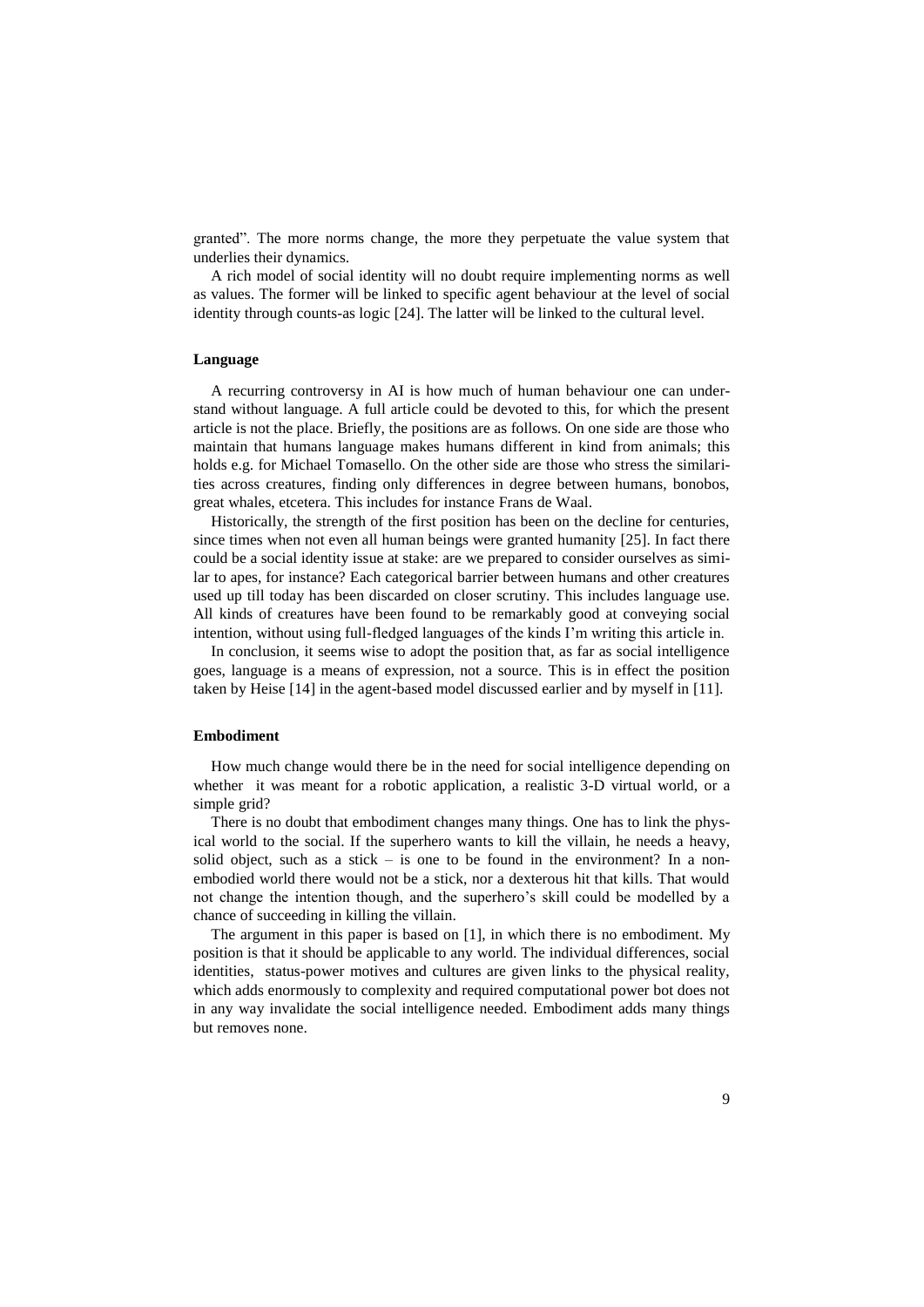granted". The more norms change, the more they perpetuate the value system that underlies their dynamics.

A rich model of social identity will no doubt require implementing norms as well as values. The former will be linked to specific agent behaviour at the level of social identity through counts-as logic [24]. The latter will be linked to the cultural level.

### Language

A recurring controversy in AI is how much of human behaviour one can understand without language. A full article could be devoted to this, for which the present article is not the place. Briefly, the positions are as follows. On one side are those who maintain that humans language makes humans different in kind from animals; this holds e.g. for Michael Tomasello. On the other side are those who stress the similarities across creatures, finding only differences in degree between humans, bonobos, great whales, etcetera. This includes for instance Frans de Waal.

Historically, the strength of the first position has been on the decline for centuries, since times when not even all human beings were granted humanity [25]. In fact there could be a social identity issue at stake: are we prepared to consider ourselves as similar to apes, for instance? Each categorical barrier between humans and other creatures used up till today has been discarded on closer scrutiny. This includes language use. All kinds of creatures have been found to be remarkably good at conveying social intention, without using full-fledged languages of the kinds I'm writing this article in.

In conclusion, it seems wise to adopt the position that, as far as social intelligence goes, language is a means of expression, not a source. This is in effect the position taken by Heise [14] in the agent-based model discussed earlier and by myself in [11].

### Embodiment

How much change would there be in the need for social intelligence depending on whether it was meant for a robotic application, a realistic 3-D virtual world, or a simple grid?

There is no doubt that embodiment changes many things. One has to link the physical world to the social. If the superhero wants to kill the villain, he needs a heavy, solid object, such as a stick – is one to be found in the environment? In a non-embodied world there would not be a stick, nor a dexterous hit that kills. That would not change the intention though, and the superhero's skill could be modelled by a chance of succeeding in killing the villain.

The argument in this paper is based on [1], in which there is no embodiment. My position is that it should be applicable to any world. The individual differences, social identities, status-power motives and cultures are given links to the physical reality, which adds enormously to complexity and required computational power bot does not in any way invalidate the social intelligence needed. Embodiment adds many things but removes none.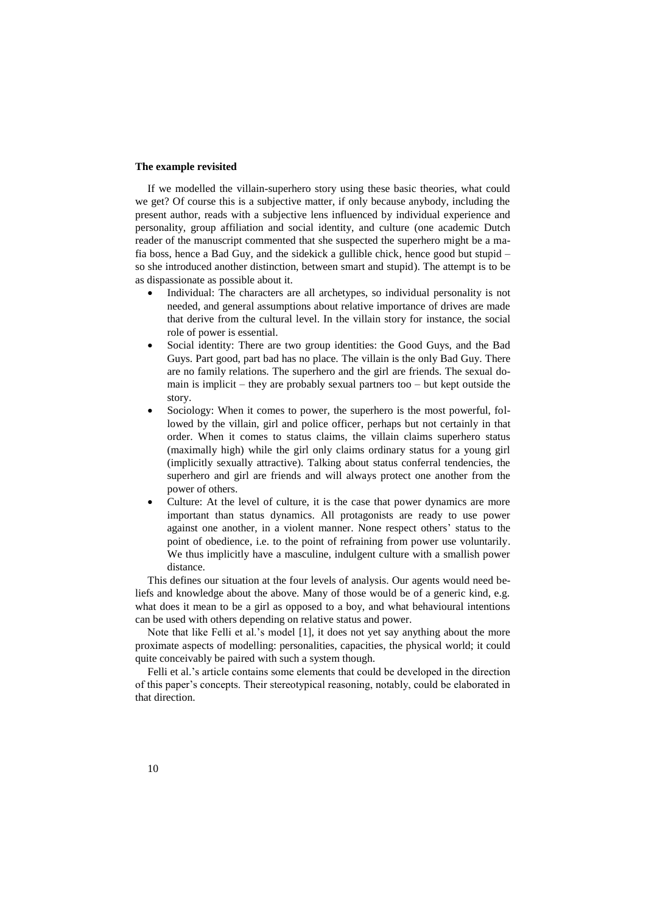**The example revisited**

If we modelled the villain-superhero story using these basic theories, what could we get? Of course this is a subjective matter, if only because anybody, including the present author, reads with a subjective lens influenced by individual experience and personality, group affiliation and social identity, and culture (one academic Dutch reader of the manuscript commented that she suspected the superhero might be a mafia boss, hence a Bad Guy, and the sidekick a gullible chick, hence good but stupid – so she introduced another distinction, between smart and stupid). The attempt is to be as dispassionate as possible about it.

- Individual: The characters are all archetypes, so individual personality is not needed, and general assumptions about relative importance of drives are made that derive from the cultural level. In the villain story for instance, the social role of power is essential.
- Social identity: There are two group identities: the Good Guys, and the Bad Guys. Part good, part bad has no place. The villain is the only Bad Guy. There are no family relations. The superhero and the girl are friends. The sexual domain is implicit – they are probably sexual partners too – but kept outside the story.
- Sociology: When it comes to power, the superhero is the most powerful, followed by the villain, girl and police officer, perhaps but not certainly in that order. When it comes to status claims, the villain claims superhero status (maximally high) while the girl only claims ordinary status for a young girl (implicitly sexually attractive). Talking about status conferral tendencies, the superhero and girl are friends and will always protect one another from the power of others.
- Culture: At the level of culture, it is the case that power dynamics are more important than status dynamics. All protagonists are ready to use power against one another, in a violent manner. None respect others' status to the point of obedience, i.e. to the point of refraining from power use voluntarily. We thus implicitly have a masculine, indulgent culture with a smallish power distance.

This defines our situation at the four levels of analysis. Our agents would need beliefs and knowledge about the above. Many of those would be of a generic kind, e.g. what does it mean to be a girl as opposed to a boy, and what behavioural intentions can be used with others depending on relative status and power.

Note that like Felli et al.'s model [1], it does not yet say anything about the more proximate aspects of modelling: personalities, capacities, the physical world; it could quite conceivably be paired with such a system though.

Felli et al.'s article contains some elements that could be developed in the direction of this paper's concepts. Their stereotypical reasoning, notably, could be elaborated in that direction.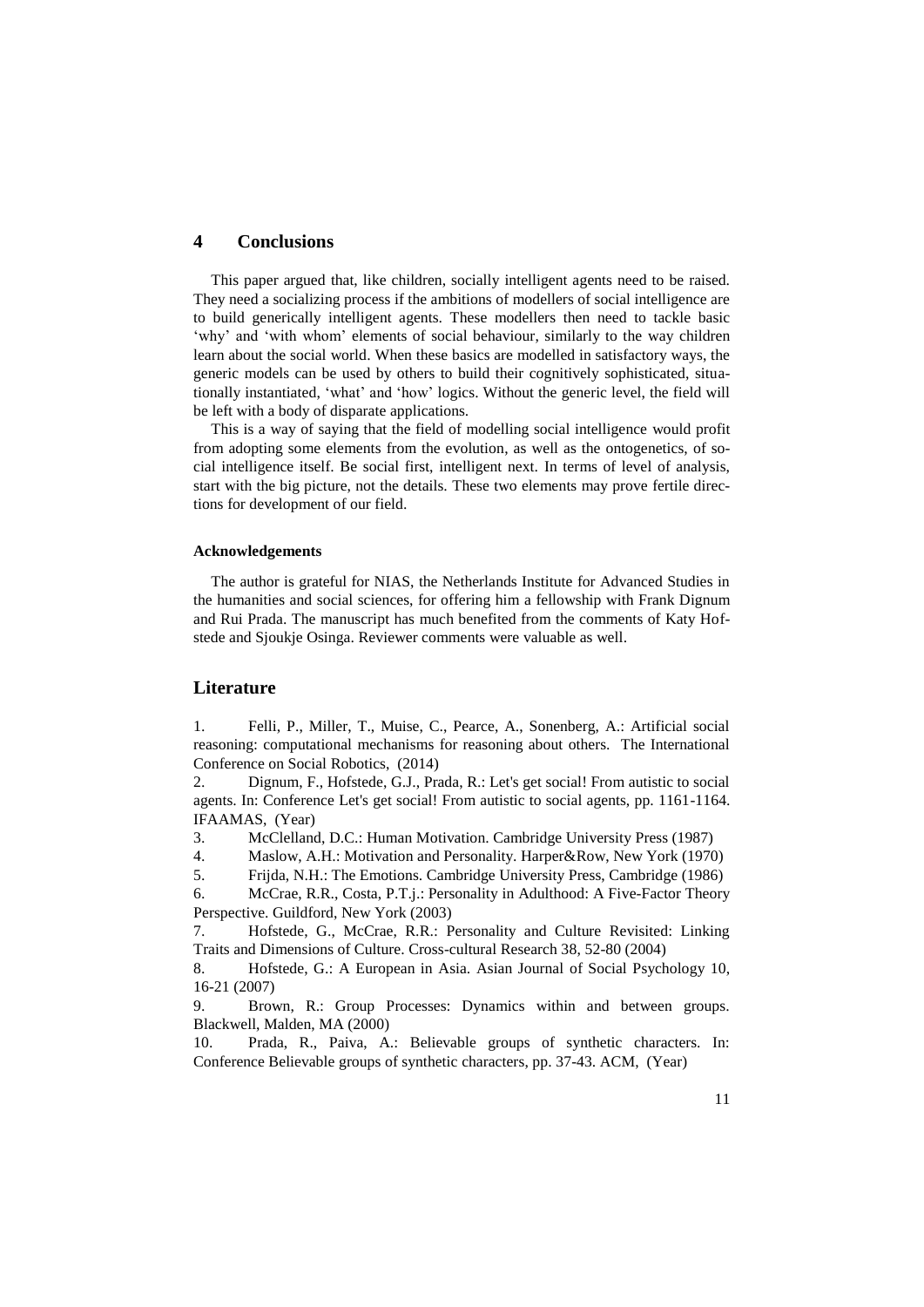## 4 Conclusions

This paper argued that, like children, socially intelligent agents need to be raised. They need a socializing process if the ambitions of modellers of social intelligence are to build generically intelligent agents. These modellers then need to tackle basic 'why' and 'with whom' elements of social behaviour, similarly to the way children learn about the social world. When these basics are modelled in satisfactory ways, the generic models can be used by others to build their cognitively sophisticated, situationally instantiated, 'what' and 'how' logics. Without the generic level, the field will be left with a body of disparate applications.

This is a way of saying that the field of modelling social intelligence would profit from adopting some elements from the evolution, as well as the ontogenetics, of social intelligence itself. Be social first, intelligent next. In terms of level of analysis, start with the big picture, not the details. These two elements may prove fertile directions for development of our field.

#### Acknowledgements

The author is grateful for NIAS, the Netherlands Institute for Advanced Studies in the humanities and social sciences, for offering him a fellowship with Frank Dignum and Rui Prada. The manuscript has much benefited from the comments of Katy Hofstede and Sjoukje Osinga. Reviewer comments were valuable as well.

## Literature

1. Felli, P., Miller, T., Muise, C., Pearce, A., Sonenberg, A.: Artificial social reasoning: computational mechanisms for reasoning about others. The International Conference on Social Robotics, (2014)
2. Dignum, F., Hofstede, G.J., Prada, R.: Let's get social! From autistic to social agents. In: Conference Let's get social! From autistic to social agents, pp. 1161-1164. IFAAMAS, (Year)
3. McClelland, D.C.: Human Motivation. Cambridge University Press (1987)
4. Maslow, A.H.: Motivation and Personality. Harper&Row, New York (1970)
5. Frijda, N.H.: The Emotions. Cambridge University Press, Cambridge (1986)
6. McCrae, R.R., Costa, P.T.j.: Personality in Adulthood: A Five-Factor Theory Perspective. Guildford, New York (2003)
7. Hofstede, G., McCrae, R.R.: Personality and Culture Revisited: Linking Traits and Dimensions of Culture. Cross-cultural Research 38, 52-80 (2004)
8. Hofstede, G.: A European in Asia. Asian Journal of Social Psychology 10, 16-21 (2007)
9. Brown, R.: Group Processes: Dynamics within and between groups. Blackwell, Malden, MA (2000)
10. Prada, R., Paiva, A.: Believable groups of synthetic characters. In: Conference Believable groups of synthetic characters, pp. 37-43. ACM, (Year)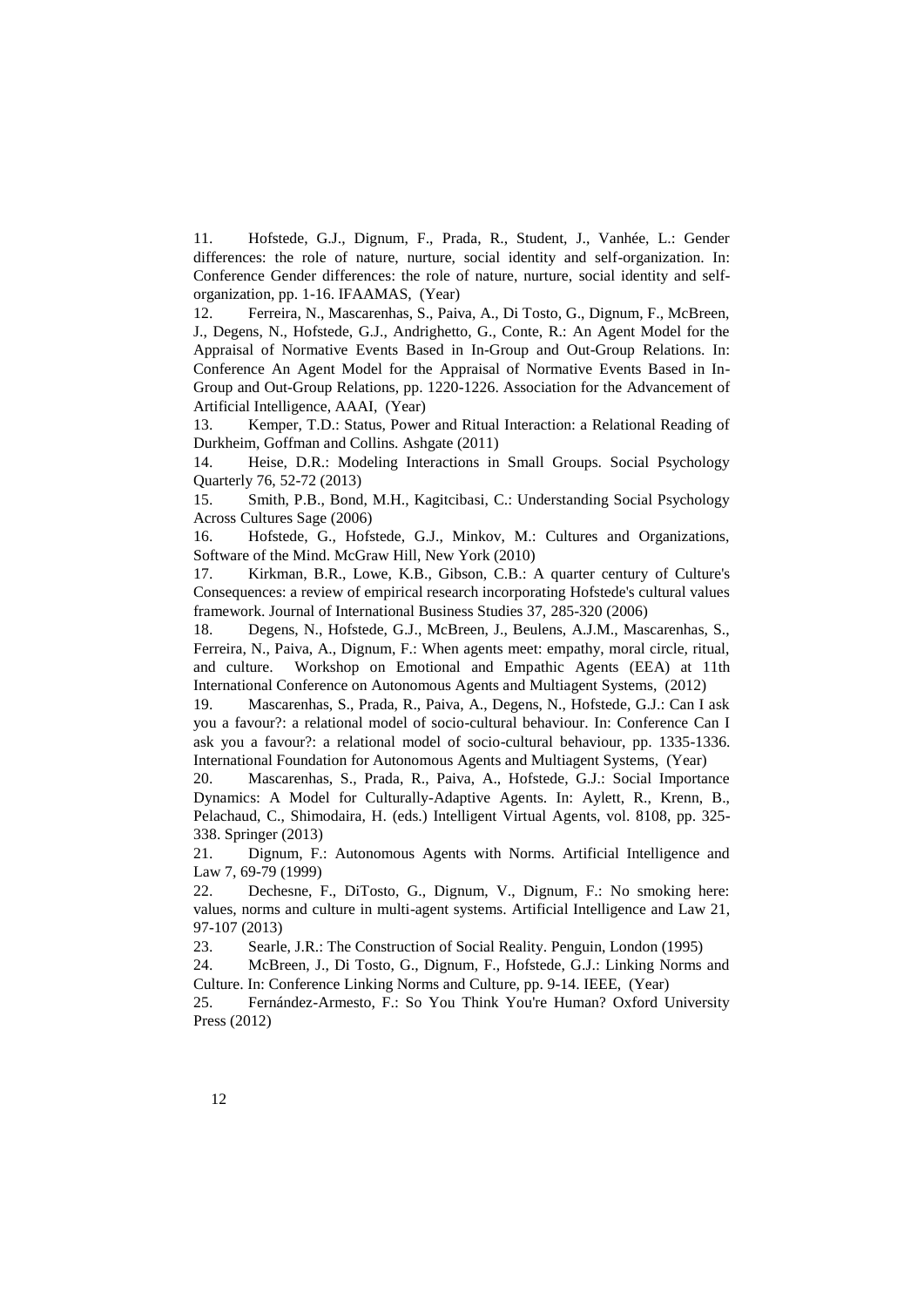11. Hofstede, G.J., Dignum, F., Prada, R., Student, J., Vanhée, L.: Gender differences: the role of nature, nurture, social identity and self-organization. In: Conference Gender differences: the role of nature, nurture, social identity and self-organization, pp. 1-16. IFAAMAS, (Year)

12. Ferreira, N., Mascarenhas, S., Paiva, A., Di Tosto, G., Dignum, F., McBreen, J., Degens, N., Hofstede, G.J., Andrighetto, G., Conte, R.: An Agent Model for the Appraisal of Normative Events Based in In-Group and Out-Group Relations. In: Conference An Agent Model for the Appraisal of Normative Events Based in In-Group and Out-Group Relations, pp. 1220-1226. Association for the Advancement of Artificial Intelligence, AAAI, (Year)

13. Kemper, T.D.: Status, Power and Ritual Interaction: a Relational Reading of Durkheim, Goffman and Collins. Ashgate (2011)

14. Heise, D.R.: Modeling Interactions in Small Groups. Social Psychology Quarterly 76, 52-72 (2013)

15. Smith, P.B., Bond, M.H., Kagitcibasi, C.: Understanding Social Psychology Across Cultures Sage (2006)

16. Hofstede, G., Hofstede, G.J., Minkov, M.: Cultures and Organizations, Software of the Mind. McGraw Hill, New York (2010)

17. Kirkman, B.R., Lowe, K.B., Gibson, C.B.: A quarter century of Culture's Consequences: a review of empirical research incorporating Hofstede's cultural values framework. Journal of International Business Studies 37, 285-320 (2006)

18. Degens, N., Hofstede, G.J., McBreen, J., Beulens, A.J.M., Mascarenhas, S., Ferreira, N., Paiva, A., Dignum, F.: When agents meet: empathy, moral circle, ritual, and culture. Workshop on Emotional and Empathic Agents (EEA) at 11th International Conference on Autonomous Agents and Multiagent Systems, (2012)

19. Mascarenhas, S., Prada, R., Paiva, A., Degens, N., Hofstede, G.J.: Can I ask you a favour?: a relational model of socio-cultural behaviour. In: Conference Can I ask you a favour?: a relational model of socio-cultural behaviour, pp. 1335-1336. International Foundation for Autonomous Agents and Multiagent Systems, (Year)

20. Mascarenhas, S., Prada, R., Paiva, A., Hofstede, G.J.: Social Importance Dynamics: A Model for Culturally-Adaptive Agents. In: Aylett, R., Krenn, B., Pelachaud, C., Shimodaira, H. (eds.) Intelligent Virtual Agents, vol. 8108, pp. 325-338. Springer (2013)

21. Dignum, F.: Autonomous Agents with Norms. Artificial Intelligence and Law 7, 69-79 (1999)

22. Dechesne, F., DiTosto, G., Dignum, V., Dignum, F.: No smoking here: values, norms and culture in multi-agent systems. Artificial Intelligence and Law 21, 97-107 (2013)

23. Searle, J.R.: The Construction of Social Reality. Penguin, London (1995)

24. McBreen, J., Di Tosto, G., Dignum, F., Hofstede, G.J.: Linking Norms and Culture. In: Conference Linking Norms and Culture, pp. 9-14. IEEE, (Year)

25. Fernández-Armesto, F.: So You Think You're Human? Oxford University Press (2012)